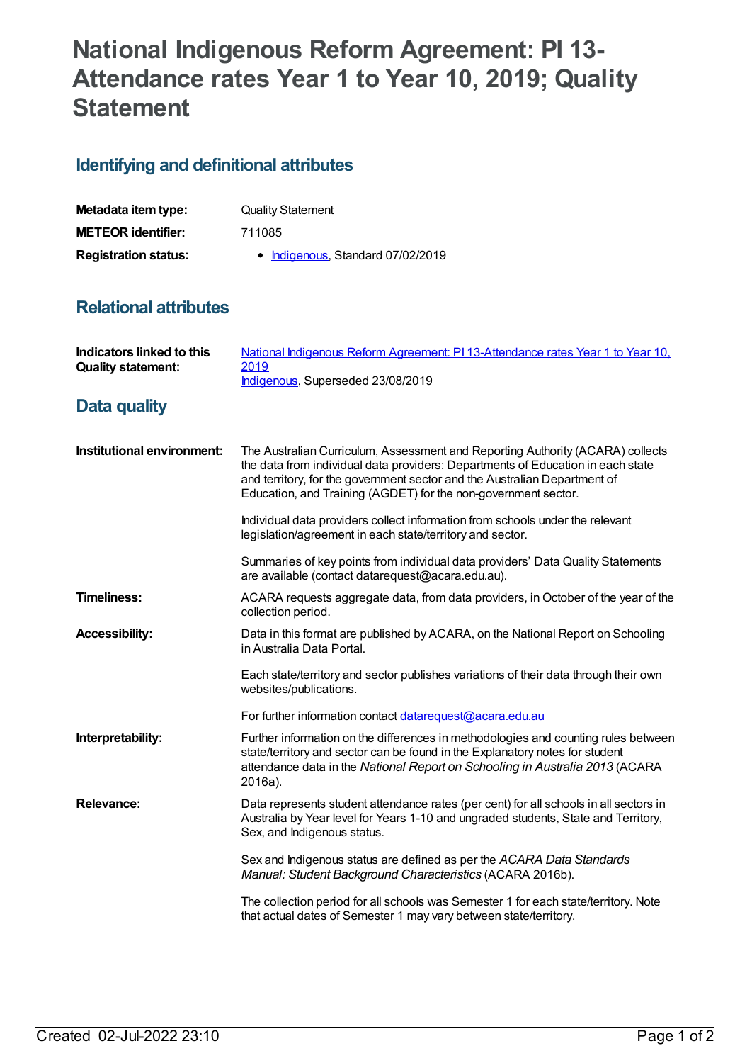# National Indigenous Reform Agreement: PI 13-Attendance rates Year 1 to Year 10, 2019; Quality Statement

## Identifying and definitional attributes

| | |
|---|---|
| **Metadata item type:** | Quality Statement |
| **METEOR identifier:** | 711085 |
| **Registration status:** | • Indigenous, Standard 07/02/2019 |

## Relational attributes

| | |
|---|---|
| **Indicators linked to this Quality statement:** | National Indigenous Reform Agreement: PI 13-Attendance rates Year 1 to Year 10, 2019<br>Indigenous, Superseded 23/08/2019 |

## Data quality

**Institutional environment:**

The Australian Curriculum, Assessment and Reporting Authority (ACARA) collects the data from individual data providers: Departments of Education in each state and territory, for the government sector and the Australian Department of Education, and Training (AGDET) for the non-government sector.

Individual data providers collect information from schools under the relevant legislation/agreement in each state/territory and sector.

Summaries of key points from individual data providers' Data Quality Statements are available (contact datarequest@acara.edu.au).

**Timeliness:**

ACARA requests aggregate data, from data providers, in October of the year of the collection period.

**Accessibility:**

Data in this format are published by ACARA, on the National Report on Schooling in Australia Data Portal.

Each state/territory and sector publishes variations of their data through their own websites/publications.

For further information contact datarequest@acara.edu.au

**Interpretability:**

Further information on the differences in methodologies and counting rules between state/territory and sector can be found in the Explanatory notes for student attendance data in the *National Report on Schooling in Australia 2013* (ACARA 2016a).

**Relevance:**

Data represents student attendance rates (per cent) for all schools in all sectors in Australia by Year level for Years 1-10 and ungraded students, State and Territory, Sex, and Indigenous status.

Sex and Indigenous status are defined as per the *ACARA Data Standards Manual: Student Background Characteristics* (ACARA 2016b).

The collection period for all schools was Semester 1 for each state/territory. Note that actual dates of Semester 1 may vary between state/territory.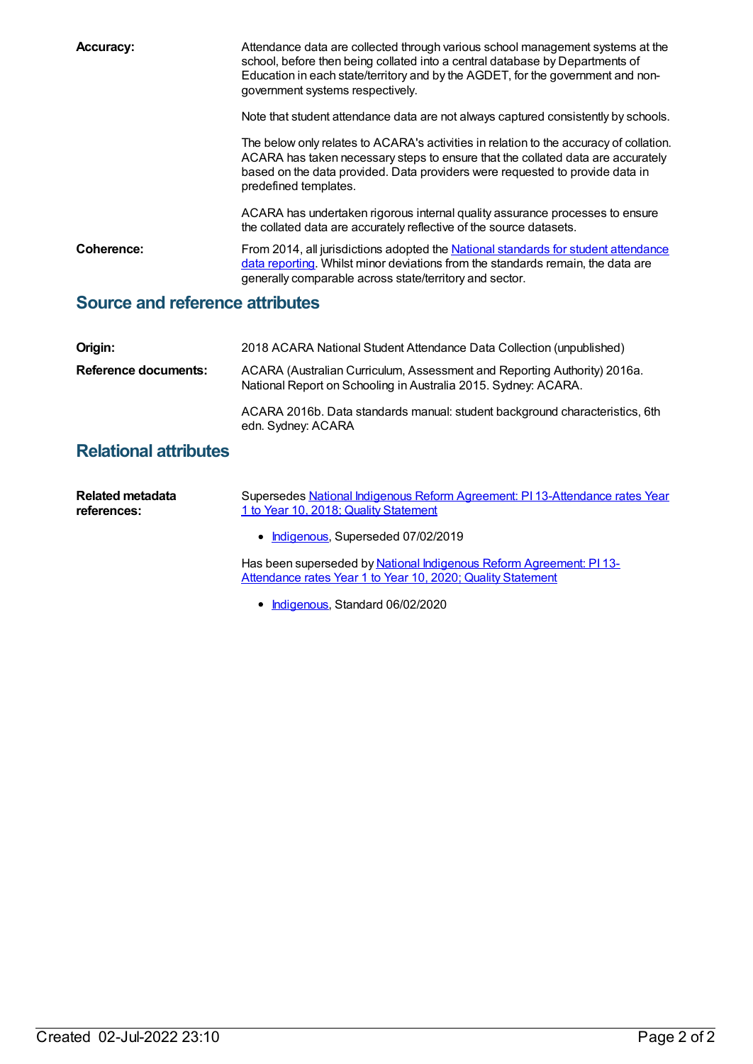**Accuracy:**

Attendance data are collected through various school management systems at the school, before then being collated into a central database by Departments of Education in each state/territory and by the AGDET, for the government and non-government systems respectively.

Note that student attendance data are not always captured consistently by schools.

The below only relates to ACARA's activities in relation to the accuracy of collation. ACARA has taken necessary steps to ensure that the collated data are accurately based on the data provided. Data providers were requested to provide data in predefined templates.

ACARA has undertaken rigorous internal quality assurance processes to ensure the collated data are accurately reflective of the source datasets.

**Coherence:**

From 2014, all jurisdictions adopted the National standards for student attendance data reporting. Whilst minor deviations from the standards remain, the data are generally comparable across state/territory and sector.

## Source and reference attributes

**Origin:**

2018 ACARA National Student Attendance Data Collection (unpublished)

**Reference documents:**

ACARA (Australian Curriculum, Assessment and Reporting Authority) 2016a. National Report on Schooling in Australia 2015. Sydney: ACARA.

ACARA 2016b. Data standards manual: student background characteristics, 6th edn. Sydney: ACARA

## Relational attributes

**Related metadata references:**

Supersedes National Indigenous Reform Agreement: PI 13-Attendance rates Year 1 to Year 10, 2018; Quality Statement

- Indigenous, Superseded 07/02/2019

Has been superseded by National Indigenous Reform Agreement: PI 13-Attendance rates Year 1 to Year 10, 2020; Quality Statement

- Indigenous, Standard 06/02/2020